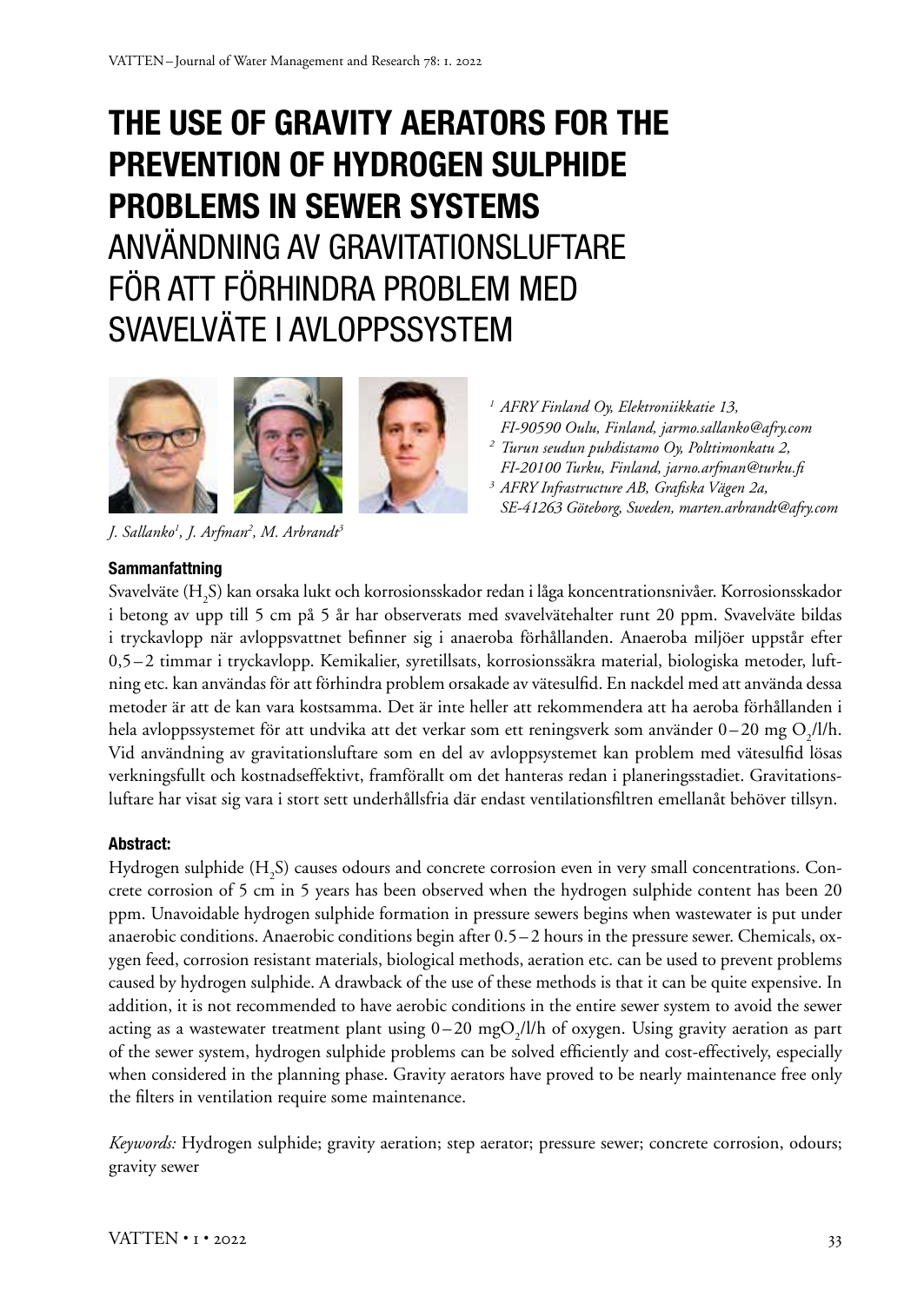# THE USE OF GRAVITY AERATORS FOR THE PREVENTION OF HYDROGEN SULPHIDE PROBLEMS IN SEWER SYSTEMS

# ANVÄNDNING AV GRAVITATIONSLUFTARE FÖR ATT FÖRHINDRA PROBLEM MED SVAVELVÄTE I AVLOPPSSYSTEM

*J. Sallanko[1], J. Arfman[2], M. Arbrandt[3]*

[1] *AFRY Finland Oy, Elektroniikkatie 13, FI-90590 Oulu, Finland, jarmo.sallanko@afry.com*
[2] *Turun seudun puhdistamo Oy, Polttimonkatu 2, FI-20100 Turku, Finland, jarno.arfman@turku.fi*
[3] *AFRY Infrastructure AB, Grafiska Vägen 2a, SE-41263 Göteborg, Sweden, marten.arbrandt@afry.com*

### Sammanfattning

Svavelväte ($H_2S$) kan orsaka lukt och korrosionsskador redan i låga koncentrationsnivåer. Korrosionsskador i betong av upp till 5 cm på 5 år har observerats med svavelvätehalter runt 20 ppm. Svavelväte bildas i tryckavlopp när avloppsvattnet befinner sig i anaeroba förhållanden. Anaeroba miljöer uppstår efter 0,5–2 timmar i tryckavlopp. Kemikalier, syretillsats, korrosionssäkra material, biologiska metoder, luftning etc. kan användas för att förhindra problem orsakade av vätesulfid. En nackdel med att använda dessa metoder är att de kan vara kostsamma. Det är inte heller att rekommendera att ha aeroba förhållanden i hela avloppssystemet för att undvika att det verkar som ett reningsverk som använder 0–20 mg $O_2$/l/h. Vid användning av gravitationsluftare som en del av avloppsystemet kan problem med vätesulfid lösas verkningsfullt och kostnadseffektivt, framförallt om det hanteras redan i planeringsstadiet. Gravitationsluftare har visat sig vara i stort sett underhållsfria där endast ventilationsfiltren emellanåt behöver tillsyn.

### Abstract:

Hydrogen sulphide ($H_2S$) causes odours and concrete corrosion even in very small concentrations. Concrete corrosion of 5 cm in 5 years has been observed when the hydrogen sulphide content has been 20 ppm. Unavoidable hydrogen sulphide formation in pressure sewers begins when wastewater is put under anaerobic conditions. Anaerobic conditions begin after 0.5–2 hours in the pressure sewer. Chemicals, oxygen feed, corrosion resistant materials, biological methods, aeration etc. can be used to prevent problems caused by hydrogen sulphide. A drawback of the use of these methods is that it can be quite expensive. In addition, it is not recommended to have aerobic conditions in the entire sewer system to avoid the sewer acting as a wastewater treatment plant using 0–20 mg$O_2$/l/h of oxygen. Using gravity aeration as part of the sewer system, hydrogen sulphide problems can be solved efficiently and cost-effectively, especially when considered in the planning phase. Gravity aerators have proved to be nearly maintenance free only the filters in ventilation require some maintenance.

*Keywords:* Hydrogen sulphide; gravity aeration; step aerator; pressure sewer; concrete corrosion, odours; gravity sewer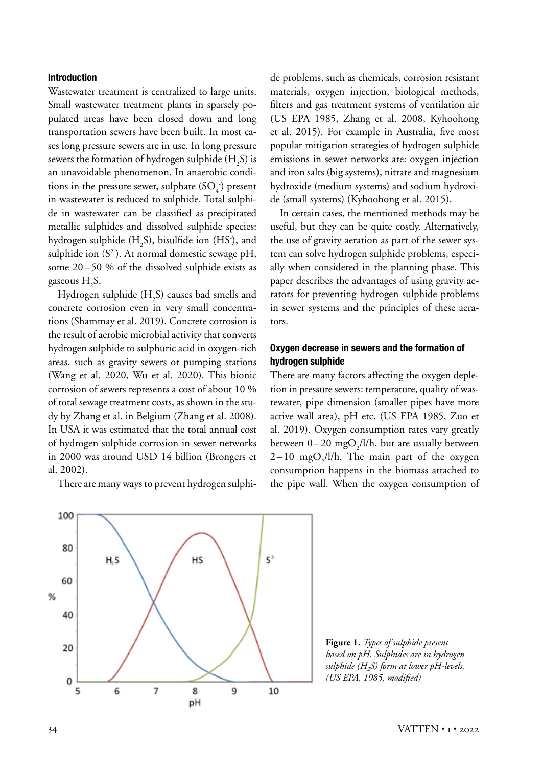## Introduction

Wastewater treatment is centralized to large units. Small wastewater treatment plants in sparsely populated areas have been closed down and long transportation sewers have been built. In most cases long pressure sewers are in use. In long pressure sewers the formation of hydrogen sulphide ($H_2S$) is an unavoidable phenomenon. In anaerobic conditions in the pressure sewer, sulphate ($SO_4^-$) present in wastewater is reduced to sulphide. Total sulphide in wastewater can be classified as precipitated metallic sulphides and dissolved sulphide species: hydrogen sulphide ($H_2S$), bisulfide ion ($HS^-$), and sulphide ion ($S^{2-}$). At normal domestic sewage pH, some 20–50 % of the dissolved sulphide exists as gaseous $H_2S$.

Hydrogen sulphide ($H_2S$) causes bad smells and concrete corrosion even in very small concentrations (Shammay et al. 2019). Concrete corrosion is the result of aerobic microbial activity that converts hydrogen sulphide to sulphuric acid in oxygen-rich areas, such as gravity sewers or pumping stations (Wang et al. 2020, Wu et al. 2020). This bionic corrosion of sewers represents a cost of about 10 % of total sewage treatment costs, as shown in the study by Zhang et al. in Belgium (Zhang et al. 2008). In USA it was estimated that the total annual cost of hydrogen sulphide corrosion in sewer networks in 2000 was around USD 14 billion (Brongers et al. 2002).

There are many ways to prevent hydrogen sulphide problems, such as chemicals, corrosion resistant materials, oxygen injection, biological methods, filters and gas treatment systems of ventilation air (US EPA 1985, Zhang et al. 2008, Kyhoohong et al. 2015). For example in Australia, five most popular mitigation strategies of hydrogen sulphide emissions in sewer networks are: oxygen injection and iron salts (big systems), nitrate and magnesium hydroxide (medium systems) and sodium hydroxide (small systems) (Kyhoohong et al. 2015).

In certain cases, the mentioned methods may be useful, but they can be quite costly. Alternatively, the use of gravity aeration as part of the sewer system can solve hydrogen sulphide problems, especially when considered in the planning phase. This paper describes the advantages of using gravity aerators for preventing hydrogen sulphide problems in sewer systems and the principles of these aerators.

## Oxygen decrease in sewers and the formation of hydrogen sulphide

There are many factors affecting the oxygen depletion in pressure sewers: temperature, quality of wastewater, pipe dimension (smaller pipes have more active wall area), pH etc. (US EPA 1985, Zuo et al. 2019). Oxygen consumption rates vary greatly between 0–20 $mgO_2$/l/h, but are usually between 2–10 $mgO_2$/l/h. The main part of the oxygen consumption happens in the biomass attached to the pipe wall. When the oxygen consumption of

**Figure 1.** *Types of sulphide present based on pH. Sulphides are in hydrogen sulphide ($H_2S$) form at lower pH-levels. (US EPA, 1985, modified)*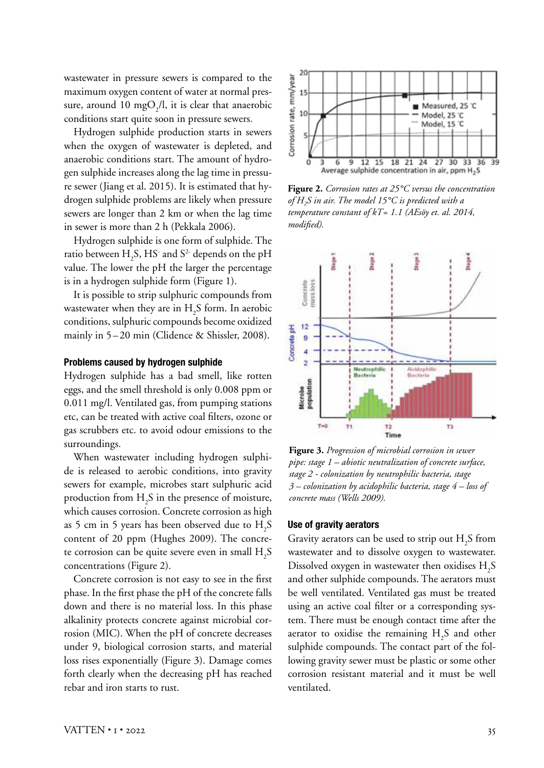wastewater in pressure sewers is compared to the maximum oxygen content of water at normal pressure, around 10 $mgO_2$/l, it is clear that anaerobic conditions start quite soon in pressure sewers.

Hydrogen sulphide production starts in sewers when the oxygen of wastewater is depleted, and anaerobic conditions start. The amount of hydrogen sulphide increases along the lag time in pressure sewer (Jiang et al. 2015). It is estimated that hydrogen sulphide problems are likely when pressure sewers are longer than 2 km or when the lag time in sewer is more than 2 h (Pekkala 2006).

Hydrogen sulphide is one form of sulphide. The ratio between $H_2S$, $HS^-$ and $S^{2-}$ depends on the pH value. The lower the pH the larger the percentage is in a hydrogen sulphide form (Figure 1).

It is possible to strip sulphuric compounds from wastewater when they are in $H_2S$ form. In aerobic conditions, sulphuric compounds become oxidized mainly in 5–20 min (Clidence & Shissler, 2008).

#### Problems caused by hydrogen sulphide

Hydrogen sulphide has a bad smell, like rotten eggs, and the smell threshold is only 0.008 ppm or 0.011 mg/l. Ventilated gas, from pumping stations etc, can be treated with active coal filters, ozone or gas scrubbers etc. to avoid odour emissions to the surroundings.

When wastewater including hydrogen sulphide is released to aerobic conditions, into gravity sewers for example, microbes start sulphuric acid production from $H_2S$ in the presence of moisture, which causes corrosion. Concrete corrosion as high as 5 cm in 5 years has been observed due to $H_2S$ content of 20 ppm (Hughes 2009). The concrete corrosion can be quite severe even in small $H_2S$ concentrations (Figure 2).

Concrete corrosion is not easy to see in the first phase. In the first phase the pH of the concrete falls down and there is no material loss. In this phase alkalinity protects concrete against microbial corrosion (MIC). When the pH of concrete decreases under 9, biological corrosion starts, and material loss rises exponentially (Figure 3). Damage comes forth clearly when the decreasing pH has reached rebar and iron starts to rust.

**Figure 2.** *Corrosion rates at 25°C versus the concentration of $H_2S$ in air. The model 15°C is predicted with a temperature constant of kT= 1.1 (AEsöy et. al. 2014, modified).*

**Figure 3.** *Progression of microbial corrosion in sewer pipe: stage 1 – abiotic neutralization of concrete surface, stage 2 - colonization by neutrophilic bacteria, stage 3 – colonization by acidophilic bacteria, stage 4 – loss of concrete mass (Wells 2009).*

#### Use of gravity aerators

Gravity aerators can be used to strip out $H_2S$ from wastewater and to dissolve oxygen to wastewater. Dissolved oxygen in wastewater then oxidises $H_2S$ and other sulphide compounds. The aerators must be well ventilated. Ventilated gas must be treated using an active coal filter or a corresponding system. There must be enough contact time after the aerator to oxidise the remaining $H_2S$ and other sulphide compounds. The contact part of the following gravity sewer must be plastic or some other corrosion resistant material and it must be well ventilated.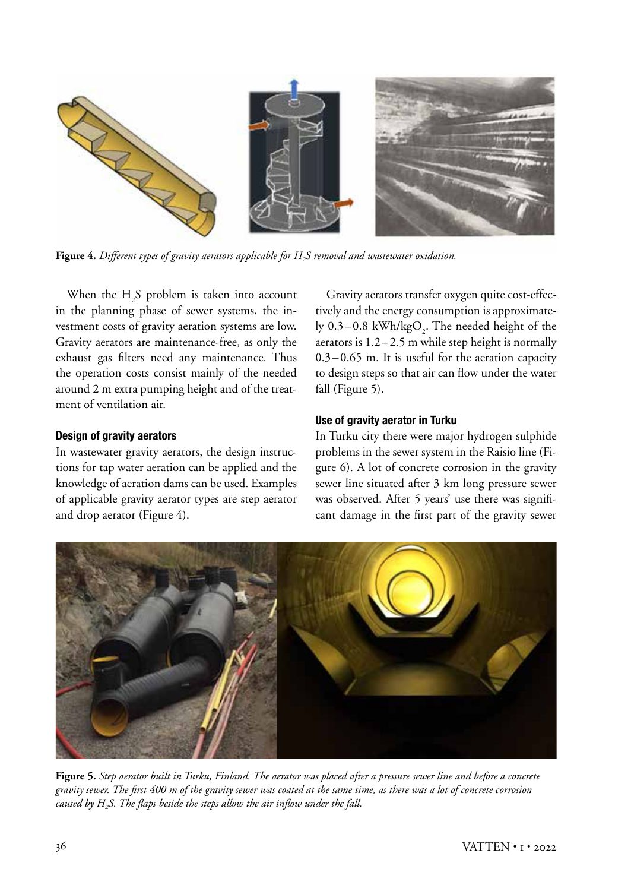**Figure 4.** *Different types of gravity aerators applicable for $H_2S$ removal and wastewater oxidation.*

When the $H_2S$ problem is taken into account in the planning phase of sewer systems, the investment costs of gravity aeration systems are low. Gravity aerators are maintenance-free, as only the exhaust gas filters need any maintenance. Thus the operation costs consist mainly of the needed around 2 m extra pumping height and of the treatment of ventilation air.

### Design of gravity aerators

In wastewater gravity aerators, the design instructions for tap water aeration can be applied and the knowledge of aeration dams can be used. Examples of applicable gravity aerator types are step aerator and drop aerator (Figure 4).

Gravity aerators transfer oxygen quite cost-effectively and the energy consumption is approximately 0.3–0.8 kWh/kg$O_2$. The needed height of the aerators is 1.2–2.5 m while step height is normally 0.3–0.65 m. It is useful for the aeration capacity to design steps so that air can flow under the water fall (Figure 5).

### Use of gravity aerator in Turku

In Turku city there were major hydrogen sulphide problems in the sewer system in the Raisio line (Figure 6). A lot of concrete corrosion in the gravity sewer line situated after 3 km long pressure sewer was observed. After 5 years' use there was significant damage in the first part of the gravity sewer

**Figure 5.** *Step aerator built in Turku, Finland. The aerator was placed after a pressure sewer line and before a concrete gravity sewer. The first 400 m of the gravity sewer was coated at the same time, as there was a lot of concrete corrosion caused by $H_2S$. The flaps beside the steps allow the air inflow under the fall.*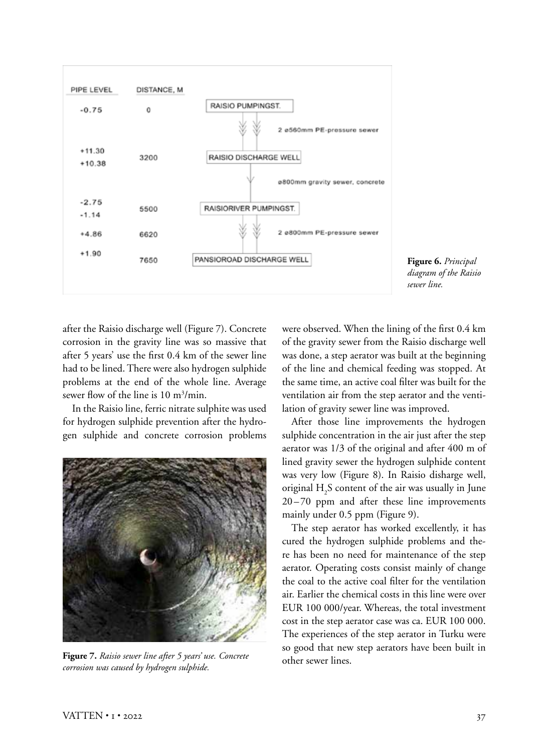**Figure 6.** *Principal diagram of the Raisio sewer line.*

after the Raisio discharge well (Figure 7). Concrete corrosion in the gravity line was so massive that after 5 years' use the first 0.4 km of the sewer line had to be lined. There were also hydrogen sulphide problems at the end of the whole line. Average sewer flow of the line is 10 $m^3$/min.

In the Raisio line, ferric nitrate sulphite was used for hydrogen sulphide prevention after the hydrogen sulphide and concrete corrosion problems were observed. When the lining of the first 0.4 km of the gravity sewer from the Raisio discharge well was done, a step aerator was built at the beginning of the line and chemical feeding was stopped. At the same time, an active coal filter was built for the ventilation air from the step aerator and the ventilation of gravity sewer line was improved.

**Figure 7.** *Raisio sewer line after 5 years' use. Concrete corrosion was caused by hydrogen sulphide.*

After those line improvements the hydrogen sulphide concentration in the air just after the step aerator was 1/3 of the original and after 400 m of lined gravity sewer the hydrogen sulphide content was very low (Figure 8). In Raisio disharge well, original $H_2S$ content of the air was usually in June 20–70 ppm and after these line improvements mainly under 0.5 ppm (Figure 9).

The step aerator has worked excellently, it has cured the hydrogen sulphide problems and there has been no need for maintenance of the step aerator. Operating costs consist mainly of change the coal to the active coal filter for the ventilation air. Earlier the chemical costs in this line were over EUR 100 000/year. Whereas, the total investment cost in the step aerator case was ca. EUR 100 000. The experiences of the step aerator in Turku were so good that new step aerators have been built in other sewer lines.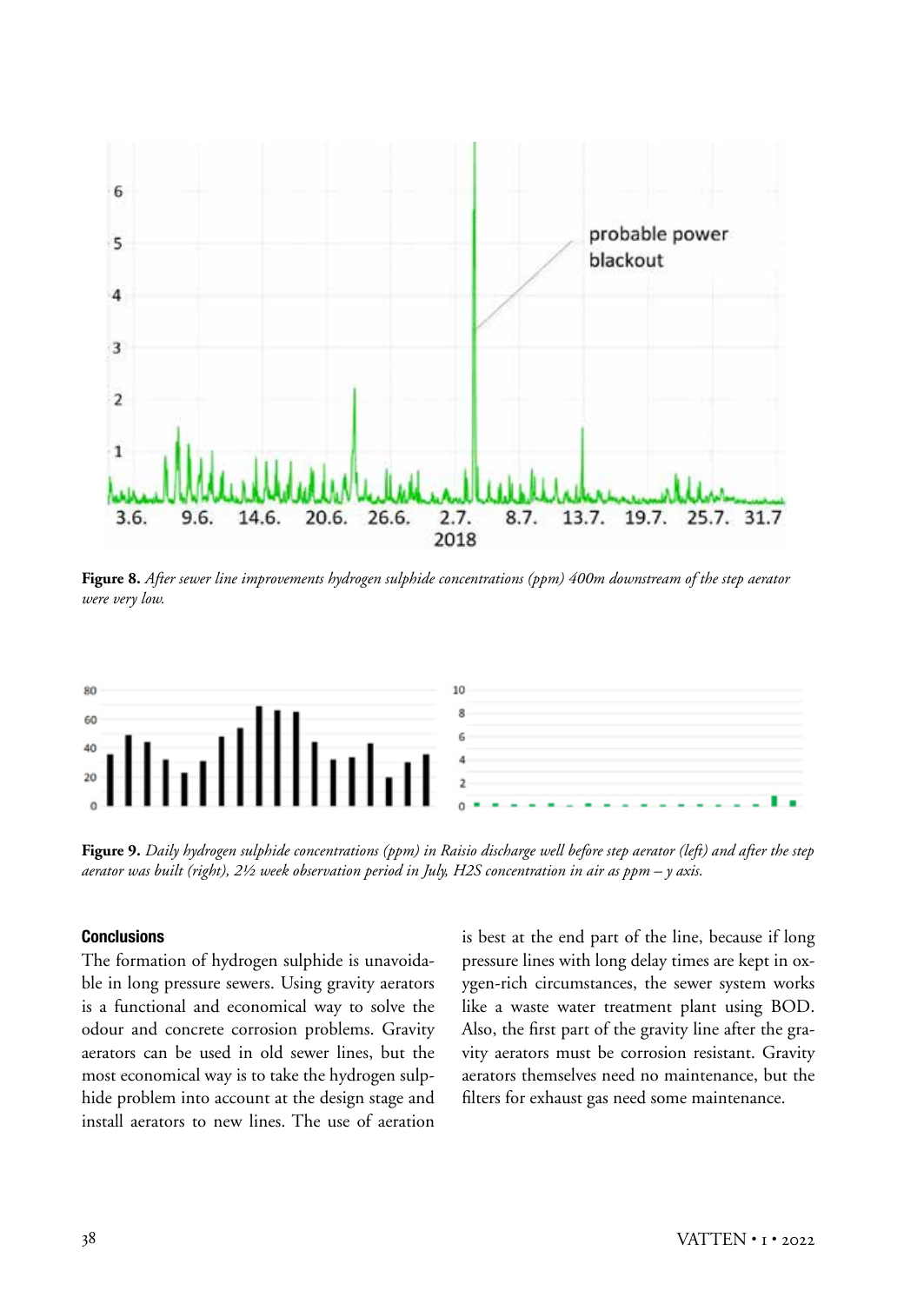**Figure 8.** *After sewer line improvements hydrogen sulphide concentrations (ppm) 400m downstream of the step aerator were very low.*

**Figure 9.** *Daily hydrogen sulphide concentrations (ppm) in Raisio discharge well before step aerator (left) and after the step aerator was built (right), 2½ week observation period in July, H2S concentration in air as ppm – y axis.*

#### Conclusions

The formation of hydrogen sulphide is unavoidable in long pressure sewers. Using gravity aerators is a functional and economical way to solve the odour and concrete corrosion problems. Gravity aerators can be used in old sewer lines, but the most economical way is to take the hydrogen sulphide problem into account at the design stage and install aerators to new lines. The use of aeration is best at the end part of the line, because if long pressure lines with long delay times are kept in oxygen-rich circumstances, the sewer system works like a waste water treatment plant using BOD. Also, the first part of the gravity line after the gravity aerators must be corrosion resistant. Gravity aerators themselves need no maintenance, but the filters for exhaust gas need some maintenance.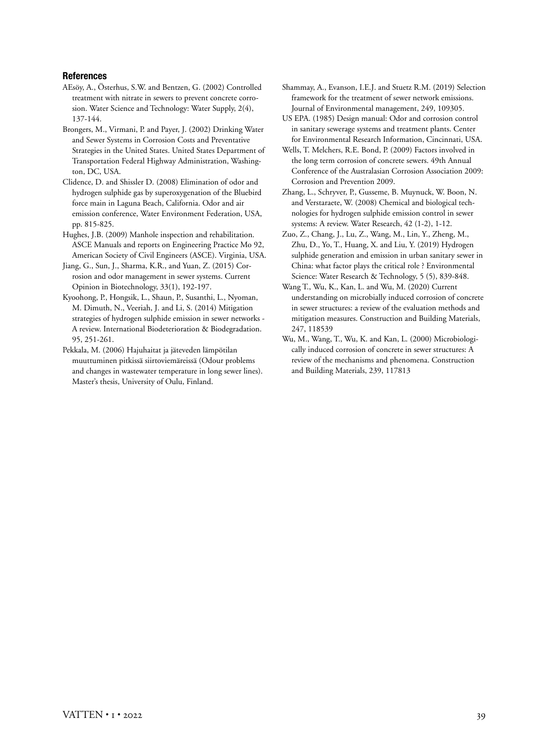## References

AEsöy, A., Österhus, S.W. and Bentzen, G. (2002) Controlled treatment with nitrate in sewers to prevent concrete corrosion. Water Science and Technology: Water Supply, 2(4), 137-144.

Brongers, M., Virmani, P. and Payer, J. (2002) Drinking Water and Sewer Systems in Corrosion Costs and Preventative Strategies in the United States. United States Department of Transportation Federal Highway Administration, Washington, DC, USA.

Clidence, D. and Shissler D. (2008) Elimination of odor and hydrogen sulphide gas by superoxygenation of the Bluebird force main in Laguna Beach, California. Odor and air emission conference, Water Environment Federation, USA, pp. 815-825.

Hughes, J.B. (2009) Manhole inspection and rehabilitation. ASCE Manuals and reports on Engineering Practice Mo 92, American Society of Civil Engineers (ASCE). Virginia, USA.

Jiang, G., Sun, J., Sharma, K.R., and Yuan, Z. (2015) Corrosion and odor management in sewer systems. Current Opinion in Biotechnology, 33(1), 192-197.

Kyoohong, P., Hongsik, L., Shaun, P., Susanthi, L., Nyoman, M. Dimuth, N., Veeriah, J. and Li, S. (2014) Mitigation strategies of hydrogen sulphide emission in sewer networks - A review. International Biodeterioration & Biodegradation. 95, 251-261.

Pekkala, M. (2006) Hajuhaitat ja jäteveden lämpötilan muuttuminen pitkissä siirtoviemäreissä (Odour problems and changes in wastewater temperature in long sewer lines). Master's thesis, University of Oulu, Finland.

Shammay, A., Evanson, I.E.J. and Stuetz R.M. (2019) Selection framework for the treatment of sewer network emissions. Journal of Environmental management, 249, 109305.

US EPA. (1985) Design manual: Odor and corrosion control in sanitary sewerage systems and treatment plants. Center for Environmental Research Information, Cincinnati, USA.

Wells, T. Melchers, R.E. Bond, P. (2009) Factors involved in the long term corrosion of concrete sewers. 49th Annual Conference of the Australasian Corrosion Association 2009: Corrosion and Prevention 2009.

Zhang, L., Schryver, P., Gusseme, B. Muynuck, W. Boon, N. and Verstaraete, W. (2008) Chemical and biological technologies for hydrogen sulphide emission control in sewer systems: A review. Water Research, 42 (1-2), 1-12.

Zuo, Z., Chang, J., Lu, Z., Wang, M., Lin, Y., Zheng, M., Zhu, D., Yo, T., Huang, X. and Liu, Y. (2019) Hydrogen sulphide generation and emission in urban sanitary sewer in China: what factor plays the critical role ? Environmental Science: Water Research & Technology, 5 (5), 839-848.

Wang T., Wu, K., Kan, L. and Wu, M. (2020) Current understanding on microbially induced corrosion of concrete in sewer structures: a review of the evaluation methods and mitigation measures. Construction and Building Materials, 247, 118539

Wu, M., Wang, T., Wu, K. and Kan, L. (2000) Microbiologically induced corrosion of concrete in sewer structures: A review of the mechanisms and phenomena. Construction and Building Materials, 239, 117813